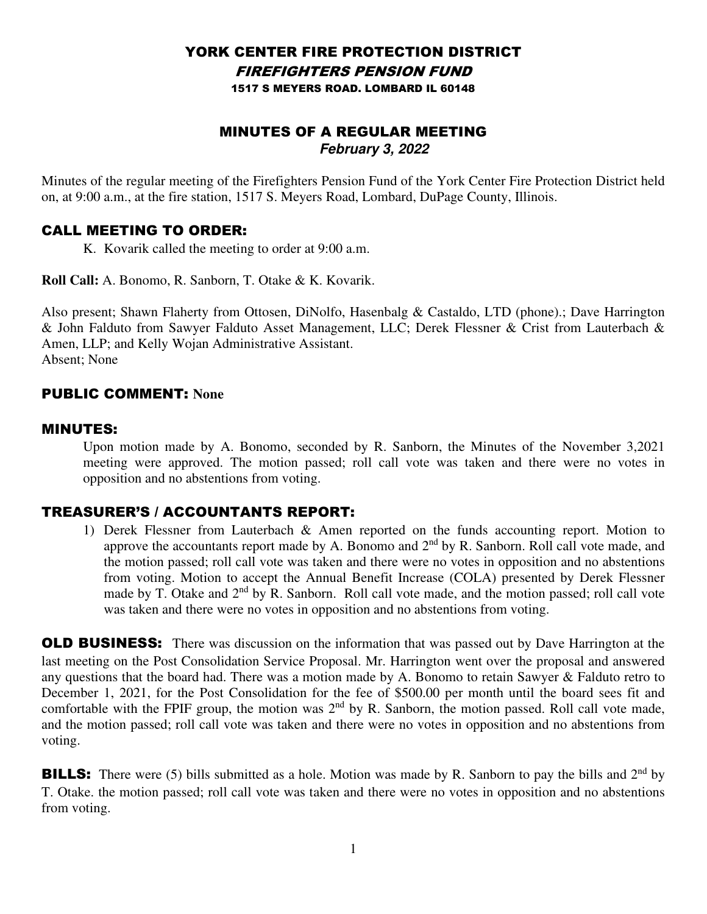# YORK CENTER FIRE PROTECTION DISTRICT

## *FIREFIGHTERS PENSION FUND*

**1517 S MEYERS ROAD. LOMBARD IL 60148**

## MINUTES OF A REGULAR MEETING

***February 3, 2022***

Minutes of the regular meeting of the Firefighters Pension Fund of the York Center Fire Protection District held on, at 9:00 a.m., at the fire station, 1517 S. Meyers Road, Lombard, DuPage County, Illinois.

## CALL MEETING TO ORDER:

K. Kovarik called the meeting to order at 9:00 a.m.

**Roll Call:** A. Bonomo, R. Sanborn, T. Otake & K. Kovarik.

Also present; Shawn Flaherty from Ottosen, DiNolfo, Hasenbalg & Castaldo, LTD (phone).; Dave Harrington & John Falduto from Sawyer Falduto Asset Management, LLC; Derek Flessner & Crist from Lauterbach & Amen, LLP; and Kelly Wojan Administrative Assistant.
Absent; None

## PUBLIC COMMENT: None

## MINUTES:

Upon motion made by A. Bonomo, seconded by R. Sanborn, the Minutes of the November 3,2021 meeting were approved. The motion passed; roll call vote was taken and there were no votes in opposition and no abstentions from voting.

## TREASURER'S / ACCOUNTANTS REPORT:

1) Derek Flessner from Lauterbach & Amen reported on the funds accounting report. Motion to approve the accountants report made by A. Bonomo and 2nd by R. Sanborn. Roll call vote made, and the motion passed; roll call vote was taken and there were no votes in opposition and no abstentions from voting. Motion to accept the Annual Benefit Increase (COLA) presented by Derek Flessner made by T. Otake and 2nd by R. Sanborn. Roll call vote made, and the motion passed; roll call vote was taken and there were no votes in opposition and no abstentions from voting.

**OLD BUSINESS:** There was discussion on the information that was passed out by Dave Harrington at the last meeting on the Post Consolidation Service Proposal. Mr. Harrington went over the proposal and answered any questions that the board had. There was a motion made by A. Bonomo to retain Sawyer & Falduto retro to December 1, 2021, for the Post Consolidation for the fee of $500.00 per month until the board sees fit and comfortable with the FPIF group, the motion was 2nd by R. Sanborn, the motion passed. Roll call vote made, and the motion passed; roll call vote was taken and there were no votes in opposition and no abstentions from voting.

**BILLS:** There were (5) bills submitted as a hole. Motion was made by R. Sanborn to pay the bills and 2nd by T. Otake. the motion passed; roll call vote was taken and there were no votes in opposition and no abstentions from voting.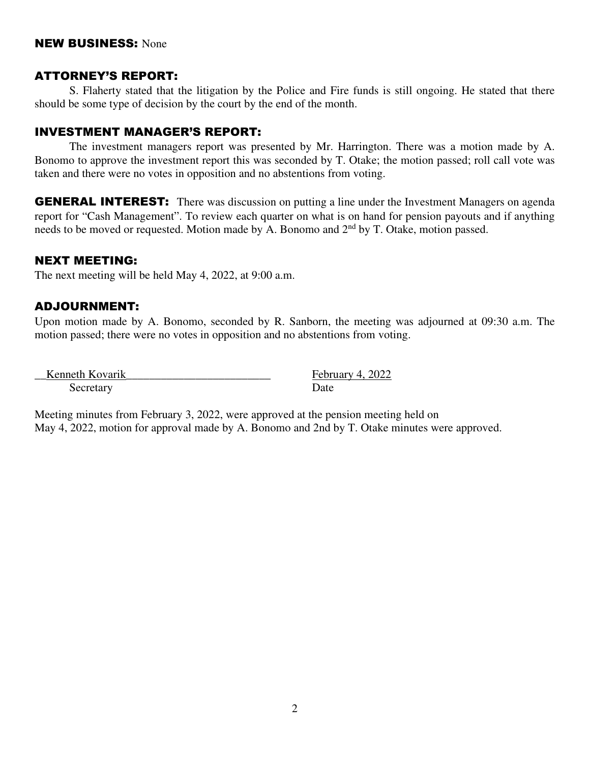## NEW BUSINESS: None

## ATTORNEY'S REPORT:

S. Flaherty stated that the litigation by the Police and Fire funds is still ongoing. He stated that there should be some type of decision by the court by the end of the month.

## INVESTMENT MANAGER'S REPORT:

The investment managers report was presented by Mr. Harrington. There was a motion made by A. Bonomo to approve the investment report this was seconded by T. Otake; the motion passed; roll call vote was taken and there were no votes in opposition and no abstentions from voting.

**GENERAL INTEREST:** There was discussion on putting a line under the Investment Managers on agenda report for "Cash Management". To review each quarter on what is on hand for pension payouts and if anything needs to be moved or requested. Motion made by A. Bonomo and 2nd by T. Otake, motion passed.

## NEXT MEETING:

The next meeting will be held May 4, 2022, at 9:00 a.m.

## ADJOURNMENT:

Upon motion made by A. Bonomo, seconded by R. Sanborn, the meeting was adjourned at 09:30 a.m. The motion passed; there were no votes in opposition and no abstentions from voting.

__Kenneth Kovarik__________________________ February 4, 2022
Secretary Date

Meeting minutes from February 3, 2022, were approved at the pension meeting held on May 4, 2022, motion for approval made by A. Bonomo and 2nd by T. Otake minutes were approved.